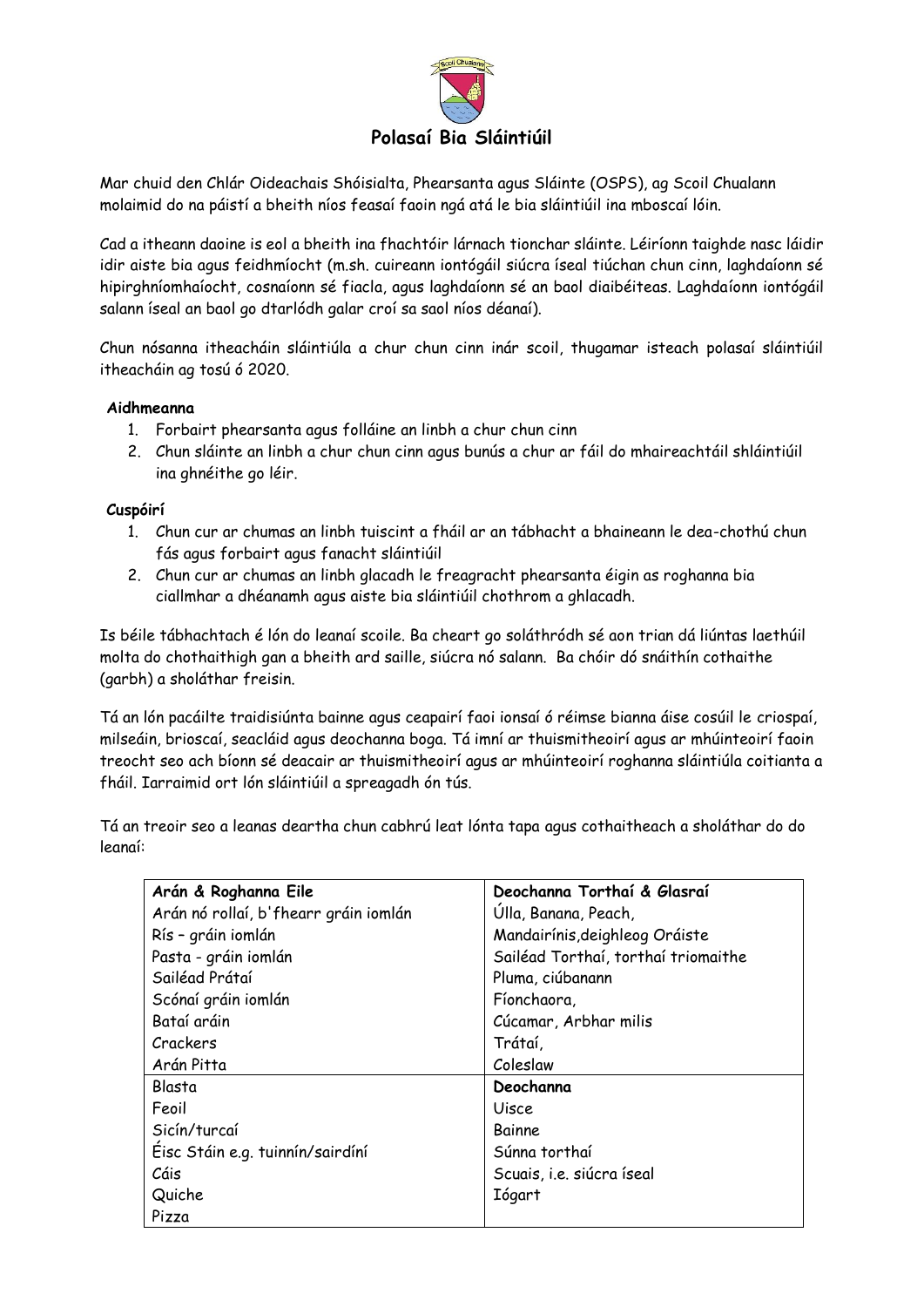# Polasaí Bia Sláintiúil

Mar chuid den Chlár Oideachais Shóisialta, Phearsanta agus Sláinte (OSPS), ag Scoil Chualann molaimid do na páistí a bheith níos feasaí faoin ngá atá le bia sláintiúil ina mboscaí lóin.

Cad a itheann daoine is eol a bheith ina fhachtóir lárnach tionchar sláinte. Léiríonn taighde nasc láidir idir aiste bia agus feidhmíocht (m.sh. cuireann iontógáil siúcra íseal tiúchan chun cinn, laghdaíonn sé hipirghníomhaíocht, cosnaíonn sé fiacla, agus laghdaíonn sé an baol diaibéiteas. Laghdaíonn iontógáil salann íseal an baol go dtarlódh galar croí sa saol níos déanaí).

Chun nósanna itheacháin sláintiúla a chur chun cinn inár scoil, thugamar isteach polasaí sláintiúil itheacháin ag tosú ó 2020.

**Aidhmeanna**

1. Forbairt phearsanta agus folláine an linbh a chur chun cinn
2. Chun sláinte an linbh a chur chun cinn agus bunús a chur ar fáil do mhaireachtáil shláintiúil ina ghnéithe go léir.

**Cuspóirí**

1. Chun cur ar chumas an linbh tuiscint a fháil ar an tábhacht a bhaineann le dea-chothú chun fás agus forbairt agus fanacht sláintiúil
2. Chun cur ar chumas an linbh glacadh le freagracht phearsanta éigin as roghanna bia ciallmhar a dhéanamh agus aiste bia sláintiúil chothrom a ghlacadh.

Is béile tábhachtach é lón do leanaí scoile. Ba cheart go soláthródh sé aon trian dá liúntas laethúil molta do chothaithigh gan a bheith ard saille, siúcra nó salann. Ba chóir dó snáithín cothaithe (garbh) a sholáthar freisin.

Tá an lón pacáilte traidisiúnta bainne agus ceapairí faoi ionsaí ó réimse bianna áise cosúil le criospaí, milseáin, brioscaí, seacláid agus deochanna boga. Tá imní ar thuismitheoirí agus ar mhúinteoirí faoin treocht seo ach bíonn sé deacair ar thuismitheoirí agus ar mhúinteoirí roghanna sláintiúla coitianta a fháil. Iarraimid ort lón sláintiúil a spreagadh ón tús.

Tá an treoir seo a leanas deartha chun cabhrú leat lónta tapa agus cothaitheach a sholáthar do do leanaí:

| **Arán & Roghanna Eile** | **Deochanna Torthaí & Glasraí** |
|---|---|
| Arán nó rollaí, b'fhearr gráin iomlán | Úlla, Banana, Peach, |
| Rís – gráin iomlán | Mandairínis,deighleog Oráiste |
| Pasta - gráin iomlán | Sailéad Torthaí, torthaí triomaithe |
| Sailéad Prátaí | Pluma, ciúbanann |
| Scónaí gráin iomlán | Fíonchaora, |
| Bataí aráin | Cúcamar, Arbhar milis |
| Crackers | Trátaí, |
| Arán Pitta | Coleslaw |
| Blasta | **Deochanna** |
| Feoil | Uisce |
| Sicín/turcaí | Bainne |
| Éisc Stáin e.g. tuinnín/sairdíní | Súnna torthaí |
| Cáis | Scuais, i.e. siúcra íseal |
| Quiche | Iógart |
| Pizza | |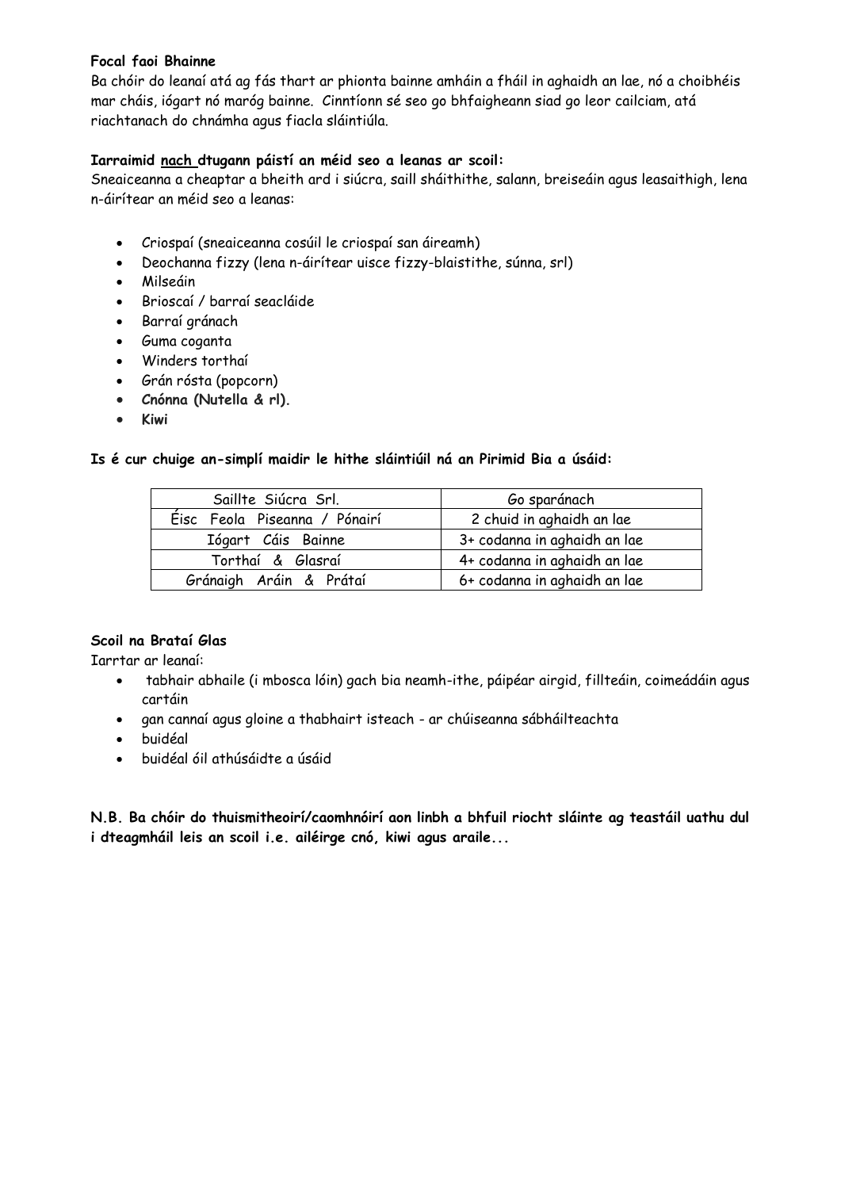**Focal faoi Bhainne**

Ba chóir do leanaí atá ag fás thart ar phionta bainne amháin a fháil in aghaidh an lae, nó a choibhéis mar cháis, iógart nó maróg bainne. Cinntíonn sé seo go bhfaigheann siad go leor cailciam, atá riachtanach do chnámha agus fiacla sláintiúla.

**Iarraimid nach dtugann páistí an méid seo a leanas ar scoil:**

Sneaiceanna a cheaptar a bheith ard i siúcra, saill sháithithe, salann, breiseáin agus leasaithigh, lena n-áirítear an méid seo a leanas:

- Criospaí (sneaiceanna cosúil le criospaí san áireamh)
- Deochanna fizzy (lena n-áirítear uisce fizzy-blaistithe, súnna, srl)
- Milseáin
- Brioscaí / barraí seacláide
- Barraí gránach
- Guma coganta
- Winders torthaí
- Grán rósta (popcorn)
- **Cnónna (Nutella & rl).**
- **Kiwi**

**Is é cur chuige an-simplí maidir le hithe sláintiúil ná an Pirimid Bia a úsáid:**

| | |
|---|---|
| Saillte Siúcra Srl. | Go sparánach |
| Éisc Feola Piseanna / Pónairí | 2 chuid in aghaidh an lae |
| Iógart Cáis Bainne | 3+ codanna in aghaidh an lae |
| Torthaí & Glasraí | 4+ codanna in aghaidh an lae |
| Gránaigh Aráin & Prátaí | 6+ codanna in aghaidh an lae |

**Scoil na Brataí Glas**

Iarrtar ar leanaí:

- tabhair abhaile (i mbosca lóin) gach bia neamh-ithe, páipéar airgid, fillteáin, coimeádáin agus cartáin
- gan cannaí agus gloine a thabhairt isteach - ar chúiseanna sábháilteachta
- buidéal
- buidéal óil athúsáidte a úsáid

**N.B. Ba chóir do thuismitheoirí/caomhnóirí aon linbh a bhfuil riocht sláinte ag teastáil uathu dul i dteagmháil leis an scoil i.e. ailéirge cnó, kiwi agus araile...**